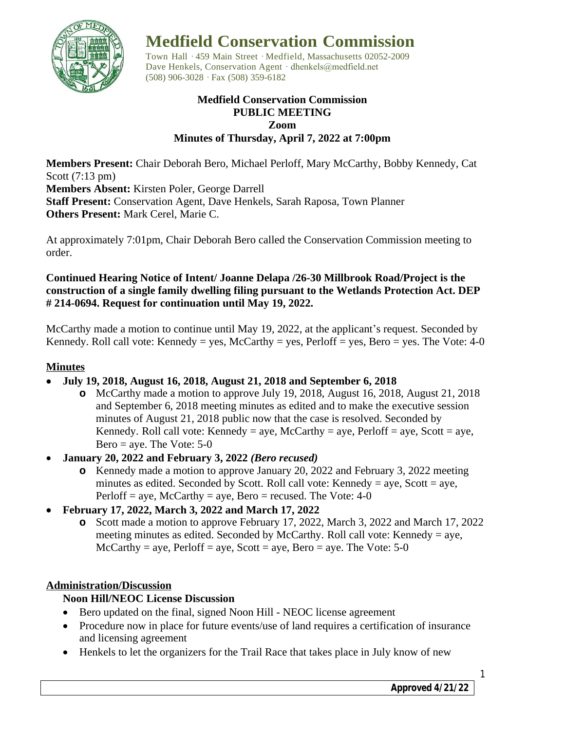# Medfield Conservation Commission

Town Hall · 459 Main Street · Medfield, Massachusetts 02052-2009
Dave Henkels, Conservation Agent · dhenkels@medfield.net
(508) 906-3028 · Fax (508) 359-6182

**Medfield Conservation Commission**
**PUBLIC MEETING**
**Zoom**
**Minutes of Thursday, April 7, 2022 at 7:00pm**

**Members Present:** Chair Deborah Bero, Michael Perloff, Mary McCarthy, Bobby Kennedy, Cat Scott (7:13 pm)
**Members Absent:** Kirsten Poler, George Darrell
**Staff Present:** Conservation Agent, Dave Henkels, Sarah Raposa, Town Planner
**Others Present:** Mark Cerel, Marie C.

At approximately 7:01pm, Chair Deborah Bero called the Conservation Commission meeting to order.

**Continued Hearing Notice of Intent/ Joanne Delapa /26-30 Millbrook Road/Project is the construction of a single family dwelling filing pursuant to the Wetlands Protection Act. DEP # 214-0694. Request for continuation until May 19, 2022.**

McCarthy made a motion to continue until May 19, 2022, at the applicant's request. Seconded by Kennedy. Roll call vote: Kennedy = yes, McCarthy = yes, Perloff = yes, Bero = yes. The Vote: 4-0

## Minutes

- **July 19, 2018, August 16, 2018, August 21, 2018 and September 6, 2018**
  - McCarthy made a motion to approve July 19, 2018, August 16, 2018, August 21, 2018 and September 6, 2018 meeting minutes as edited and to make the executive session minutes of August 21, 2018 public now that the case is resolved. Seconded by Kennedy. Roll call vote: Kennedy = aye, McCarthy = aye, Perloff = aye, Scott = aye, Bero = aye. The Vote: 5-0
- **January 20, 2022 and February 3, 2022** ***(Bero recused)***
  - Kennedy made a motion to approve January 20, 2022 and February 3, 2022 meeting minutes as edited. Seconded by Scott. Roll call vote: Kennedy = aye, Scott = aye, Perloff = aye, McCarthy = aye, Bero = recused. The Vote: 4-0
- **February 17, 2022, March 3, 2022 and March 17, 2022**
  - Scott made a motion to approve February 17, 2022, March 3, 2022 and March 17, 2022 meeting minutes as edited. Seconded by McCarthy. Roll call vote: Kennedy = aye, McCarthy = aye, Perloff = aye, Scott = aye, Bero = aye. The Vote: 5-0

## Administration/Discussion

### Noon Hill/NEOC License Discussion

- Bero updated on the final, signed Noon Hill - NEOC license agreement
- Procedure now in place for future events/use of land requires a certification of insurance and licensing agreement
- Henkels to let the organizers for the Trail Race that takes place in July know of new

**Approved 4/21/22**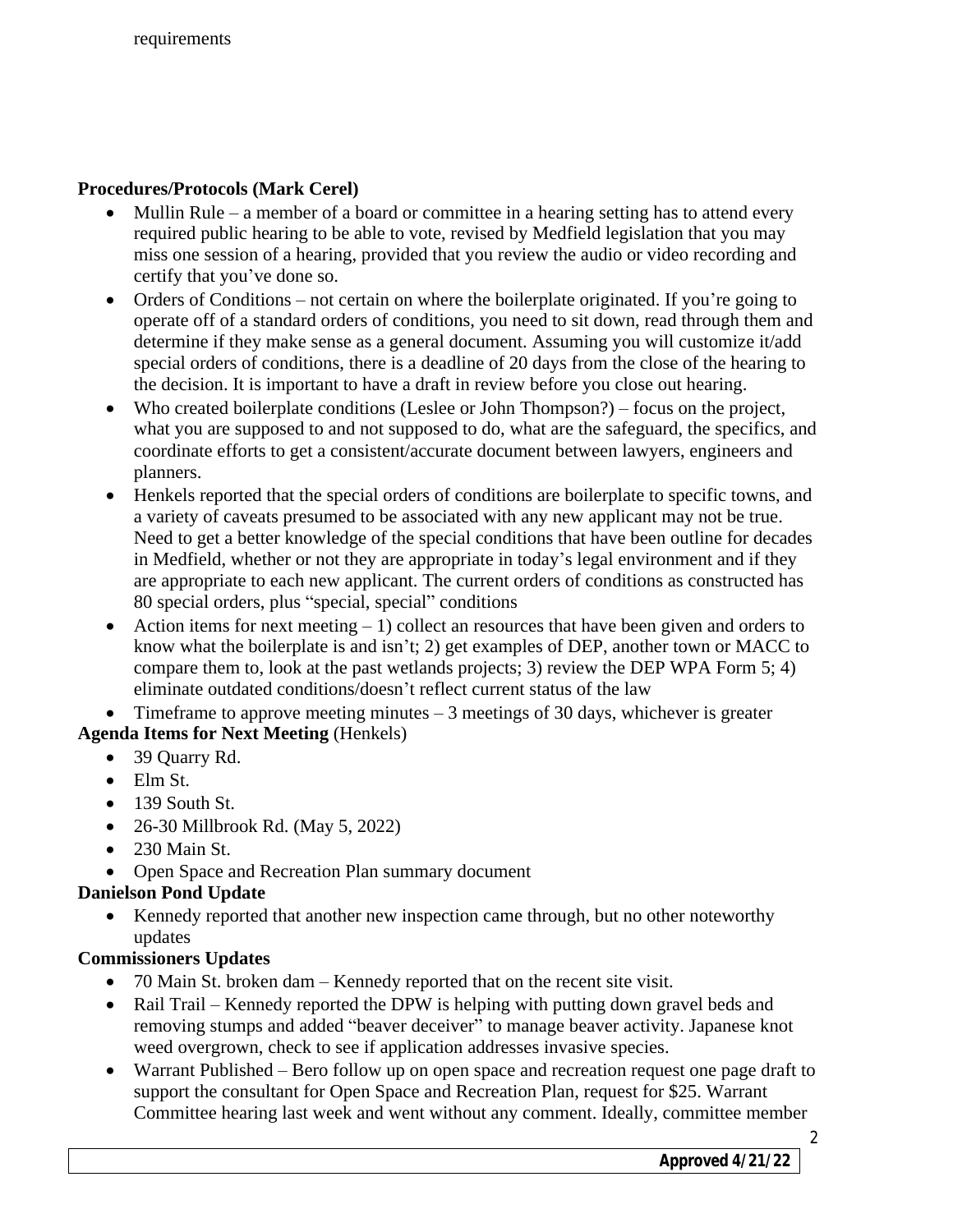requirements

**Procedures/Protocols (Mark Cerel)**

- Mullin Rule – a member of a board or committee in a hearing setting has to attend every required public hearing to be able to vote, revised by Medfield legislation that you may miss one session of a hearing, provided that you review the audio or video recording and certify that you've done so.
- Orders of Conditions – not certain on where the boilerplate originated. If you're going to operate off of a standard orders of conditions, you need to sit down, read through them and determine if they make sense as a general document. Assuming you will customize it/add special orders of conditions, there is a deadline of 20 days from the close of the hearing to the decision. It is important to have a draft in review before you close out hearing.
- Who created boilerplate conditions (Leslee or John Thompson?) – focus on the project, what you are supposed to and not supposed to do, what are the safeguard, the specifics, and coordinate efforts to get a consistent/accurate document between lawyers, engineers and planners.
- Henkels reported that the special orders of conditions are boilerplate to specific towns, and a variety of caveats presumed to be associated with any new applicant may not be true. Need to get a better knowledge of the special conditions that have been outline for decades in Medfield, whether or not they are appropriate in today's legal environment and if they are appropriate to each new applicant. The current orders of conditions as constructed has 80 special orders, plus "special, special" conditions
- Action items for next meeting – 1) collect an resources that have been given and orders to know what the boilerplate is and isn't; 2) get examples of DEP, another town or MACC to compare them to, look at the past wetlands projects; 3) review the DEP WPA Form 5; 4) eliminate outdated conditions/doesn't reflect current status of the law
- Timeframe to approve meeting minutes – 3 meetings of 30 days, whichever is greater

**Agenda Items for Next Meeting** (Henkels)

- 39 Quarry Rd.
- Elm St.
- 139 South St.
- 26-30 Millbrook Rd. (May 5, 2022)
- 230 Main St.
- Open Space and Recreation Plan summary document

**Danielson Pond Update**

- Kennedy reported that another new inspection came through, but no other noteworthy updates

**Commissioners Updates**

- 70 Main St. broken dam – Kennedy reported that on the recent site visit.
- Rail Trail – Kennedy reported the DPW is helping with putting down gravel beds and removing stumps and added "beaver deceiver" to manage beaver activity. Japanese knot weed overgrown, check to see if application addresses invasive species.
- Warrant Published – Bero follow up on open space and recreation request one page draft to support the consultant for Open Space and Recreation Plan, request for $25. Warrant Committee hearing last week and went without any comment. Ideally, committee member

**Approved 4/21/22**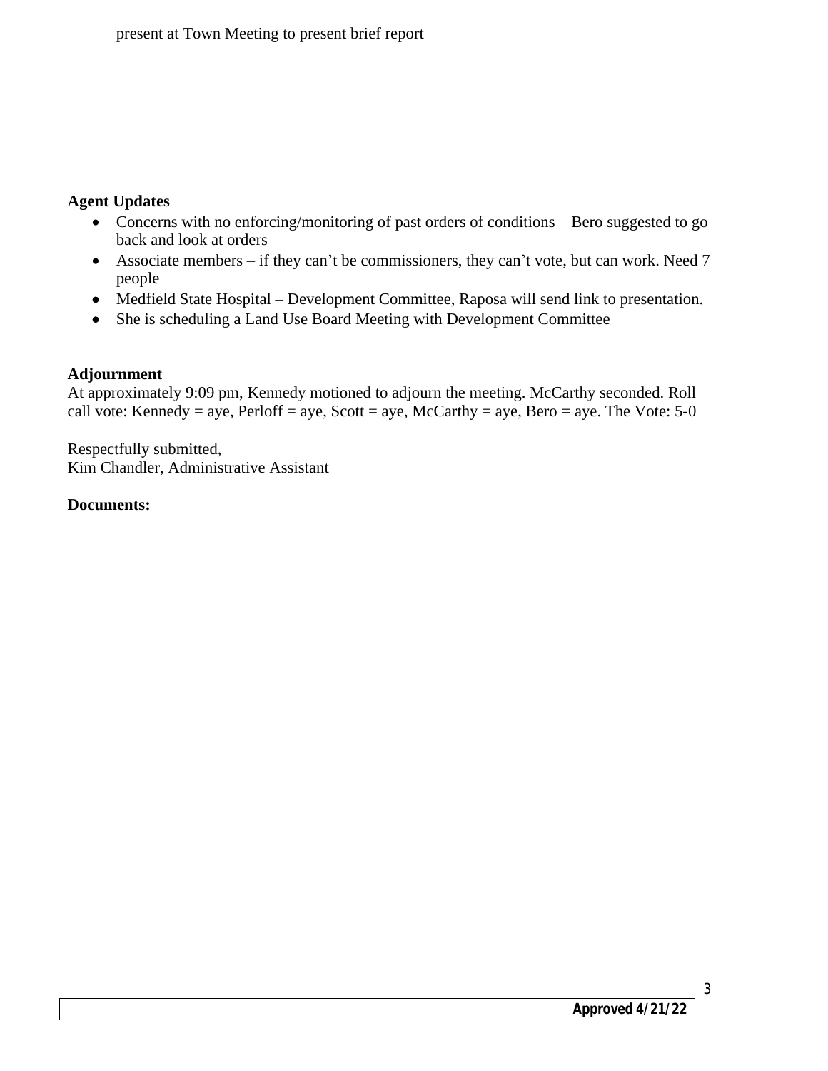present at Town Meeting to present brief report

**Agent Updates**

- Concerns with no enforcing/monitoring of past orders of conditions – Bero suggested to go back and look at orders
- Associate members – if they can't be commissioners, they can't vote, but can work. Need 7 people
- Medfield State Hospital – Development Committee, Raposa will send link to presentation.
- She is scheduling a Land Use Board Meeting with Development Committee

**Adjournment**

At approximately 9:09 pm, Kennedy motioned to adjourn the meeting. McCarthy seconded. Roll call vote: Kennedy = aye, Perloff = aye, Scott = aye, McCarthy = aye, Bero = aye. The Vote: 5-0

Respectfully submitted,
Kim Chandler, Administrative Assistant

**Documents:**

**Approved 4/21/22**